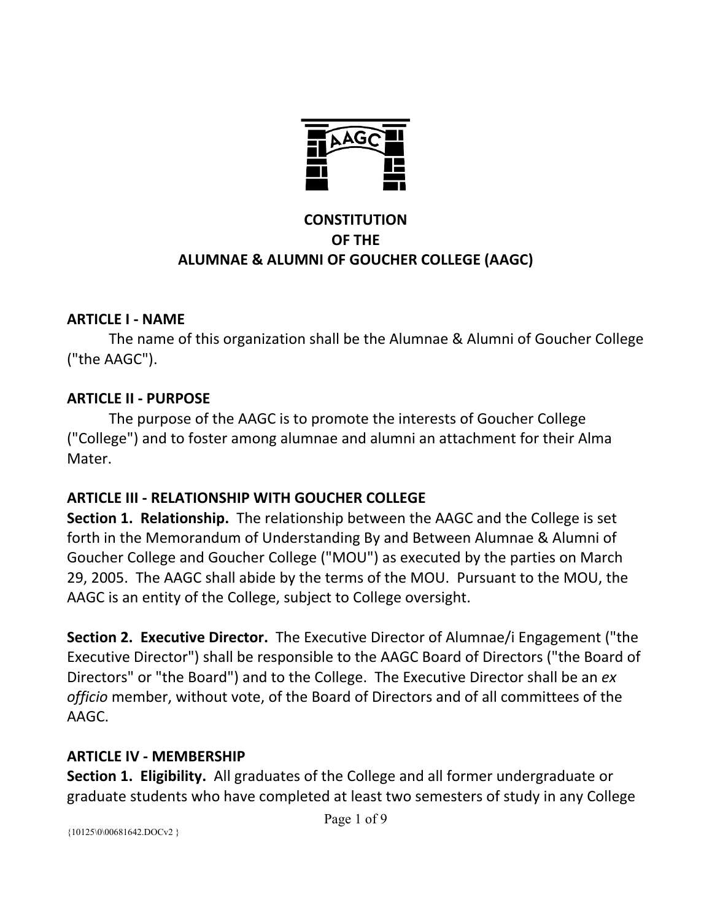# CONSTITUTION OF THE ALUMNAE & ALUMNI OF GOUCHER COLLEGE (AAGC)

## ARTICLE I - NAME

The name of this organization shall be the Alumnae & Alumni of Goucher College ("the AAGC").

## ARTICLE II - PURPOSE

The purpose of the AAGC is to promote the interests of Goucher College ("College") and to foster among alumnae and alumni an attachment for their Alma Mater.

## ARTICLE III - RELATIONSHIP WITH GOUCHER COLLEGE

**Section 1. Relationship.** The relationship between the AAGC and the College is set forth in the Memorandum of Understanding By and Between Alumnae & Alumni of Goucher College and Goucher College ("MOU") as executed by the parties on March 29, 2005. The AAGC shall abide by the terms of the MOU. Pursuant to the MOU, the AAGC is an entity of the College, subject to College oversight.

**Section 2. Executive Director.** The Executive Director of Alumnae/i Engagement ("the Executive Director") shall be responsible to the AAGC Board of Directors ("the Board of Directors" or "the Board") and to the College. The Executive Director shall be an *ex officio* member, without vote, of the Board of Directors and of all committees of the AAGC.

## ARTICLE IV - MEMBERSHIP

**Section 1. Eligibility.** All graduates of the College and all former undergraduate or graduate students who have completed at least two semesters of study in any College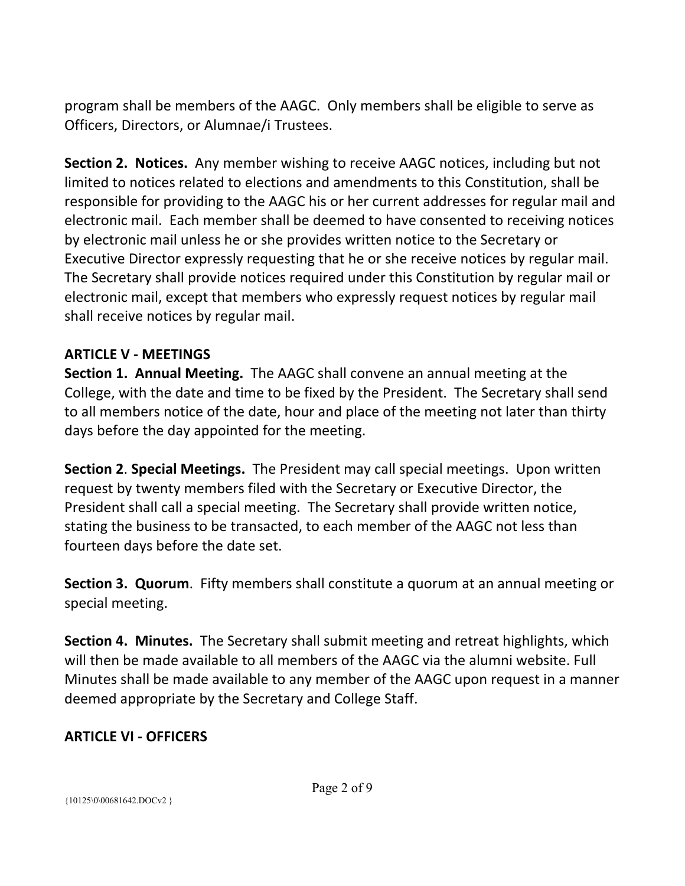program shall be members of the AAGC. Only members shall be eligible to serve as Officers, Directors, or Alumnae/i Trustees.

**Section 2. Notices.** Any member wishing to receive AAGC notices, including but not limited to notices related to elections and amendments to this Constitution, shall be responsible for providing to the AAGC his or her current addresses for regular mail and electronic mail. Each member shall be deemed to have consented to receiving notices by electronic mail unless he or she provides written notice to the Secretary or Executive Director expressly requesting that he or she receive notices by regular mail. The Secretary shall provide notices required under this Constitution by regular mail or electronic mail, except that members who expressly request notices by regular mail shall receive notices by regular mail.

## ARTICLE V - MEETINGS

**Section 1. Annual Meeting.** The AAGC shall convene an annual meeting at the College, with the date and time to be fixed by the President. The Secretary shall send to all members notice of the date, hour and place of the meeting not later than thirty days before the day appointed for the meeting.

**Section 2. Special Meetings.** The President may call special meetings. Upon written request by twenty members filed with the Secretary or Executive Director, the President shall call a special meeting. The Secretary shall provide written notice, stating the business to be transacted, to each member of the AAGC not less than fourteen days before the date set.

**Section 3. Quorum.** Fifty members shall constitute a quorum at an annual meeting or special meeting.

**Section 4. Minutes.** The Secretary shall submit meeting and retreat highlights, which will then be made available to all members of the AAGC via the alumni website. Full Minutes shall be made available to any member of the AAGC upon request in a manner deemed appropriate by the Secretary and College Staff.

## ARTICLE VI - OFFICERS

{10125\0\00681642.DOCv2 }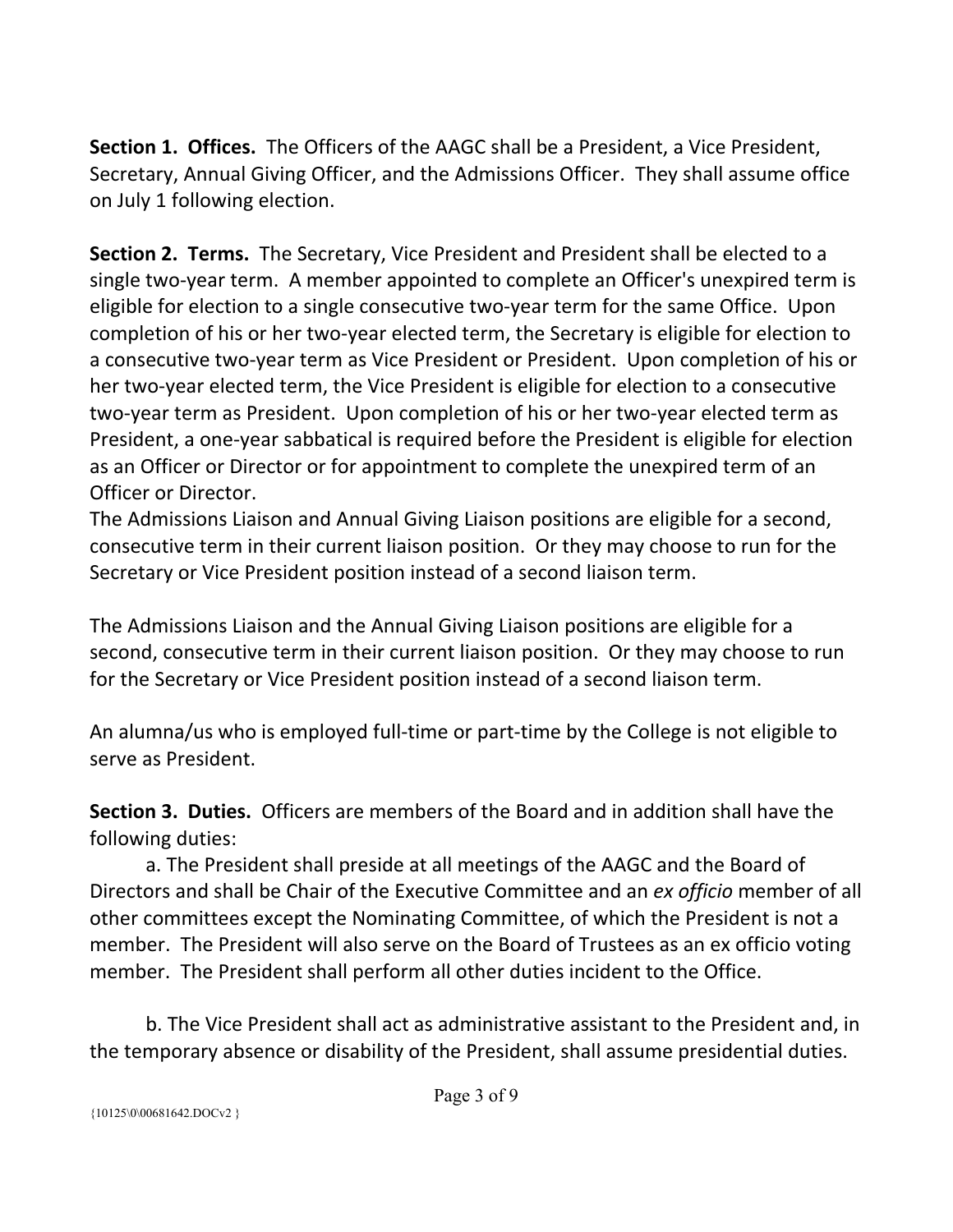**Section 1. Offices.** The Officers of the AAGC shall be a President, a Vice President, Secretary, Annual Giving Officer, and the Admissions Officer. They shall assume office on July 1 following election.

**Section 2. Terms.** The Secretary, Vice President and President shall be elected to a single two-year term. A member appointed to complete an Officer's unexpired term is eligible for election to a single consecutive two-year term for the same Office. Upon completion of his or her two-year elected term, the Secretary is eligible for election to a consecutive two-year term as Vice President or President. Upon completion of his or her two-year elected term, the Vice President is eligible for election to a consecutive two-year term as President. Upon completion of his or her two-year elected term as President, a one-year sabbatical is required before the President is eligible for election as an Officer or Director or for appointment to complete the unexpired term of an Officer or Director.
The Admissions Liaison and Annual Giving Liaison positions are eligible for a second, consecutive term in their current liaison position. Or they may choose to run for the Secretary or Vice President position instead of a second liaison term.

The Admissions Liaison and the Annual Giving Liaison positions are eligible for a second, consecutive term in their current liaison position. Or they may choose to run for the Secretary or Vice President position instead of a second liaison term.

An alumna/us who is employed full-time or part-time by the College is not eligible to serve as President.

**Section 3. Duties.** Officers are members of the Board and in addition shall have the following duties:

a. The President shall preside at all meetings of the AAGC and the Board of Directors and shall be Chair of the Executive Committee and an *ex officio* member of all other committees except the Nominating Committee, of which the President is not a member. The President will also serve on the Board of Trustees as an ex officio voting member. The President shall perform all other duties incident to the Office.

b. The Vice President shall act as administrative assistant to the President and, in the temporary absence or disability of the President, shall assume presidential duties.

{10125\0\00681642.DOCv2 }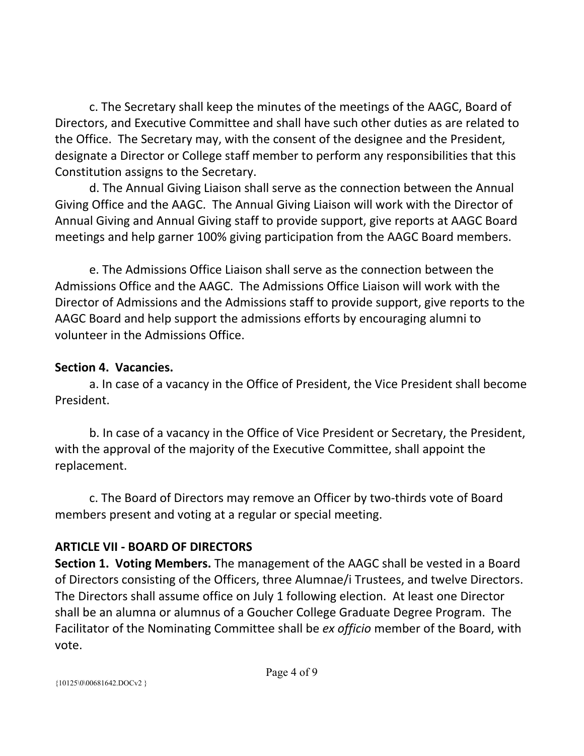c. The Secretary shall keep the minutes of the meetings of the AAGC, Board of Directors, and Executive Committee and shall have such other duties as are related to the Office. The Secretary may, with the consent of the designee and the President, designate a Director or College staff member to perform any responsibilities that this Constitution assigns to the Secretary.

d. The Annual Giving Liaison shall serve as the connection between the Annual Giving Office and the AAGC. The Annual Giving Liaison will work with the Director of Annual Giving and Annual Giving staff to provide support, give reports at AAGC Board meetings and help garner 100% giving participation from the AAGC Board members.

e. The Admissions Office Liaison shall serve as the connection between the Admissions Office and the AAGC. The Admissions Office Liaison will work with the Director of Admissions and the Admissions staff to provide support, give reports to the AAGC Board and help support the admissions efforts by encouraging alumni to volunteer in the Admissions Office.

**Section 4. Vacancies.**

a. In case of a vacancy in the Office of President, the Vice President shall become President.

b. In case of a vacancy in the Office of Vice President or Secretary, the President, with the approval of the majority of the Executive Committee, shall appoint the replacement.

c. The Board of Directors may remove an Officer by two-thirds vote of Board members present and voting at a regular or special meeting.

## ARTICLE VII - BOARD OF DIRECTORS

**Section 1. Voting Members.** The management of the AAGC shall be vested in a Board of Directors consisting of the Officers, three Alumnae/i Trustees, and twelve Directors. The Directors shall assume office on July 1 following election. At least one Director shall be an alumna or alumnus of a Goucher College Graduate Degree Program. The Facilitator of the Nominating Committee shall be *ex officio* member of the Board, with vote.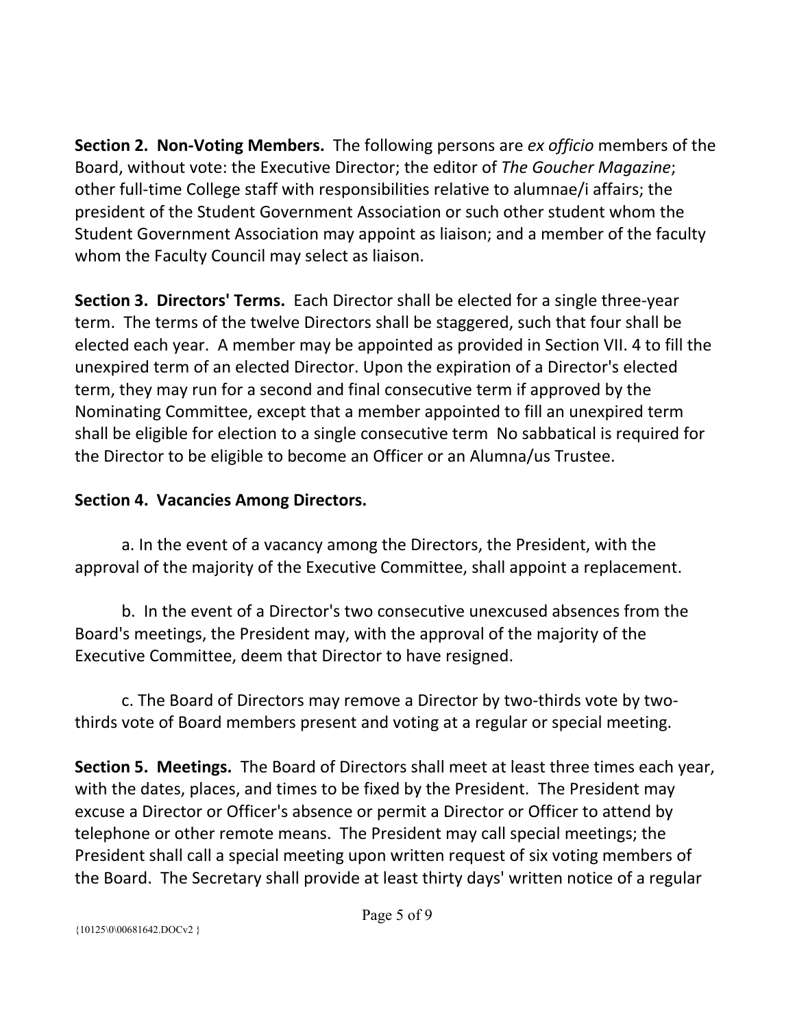**Section 2. Non-Voting Members.** The following persons are *ex officio* members of the Board, without vote: the Executive Director; the editor of *The Goucher Magazine*; other full-time College staff with responsibilities relative to alumnae/i affairs; the president of the Student Government Association or such other student whom the Student Government Association may appoint as liaison; and a member of the faculty whom the Faculty Council may select as liaison.

**Section 3. Directors' Terms.** Each Director shall be elected for a single three-year term. The terms of the twelve Directors shall be staggered, such that four shall be elected each year. A member may be appointed as provided in Section VII. 4 to fill the unexpired term of an elected Director. Upon the expiration of a Director's elected term, they may run for a second and final consecutive term if approved by the Nominating Committee, except that a member appointed to fill an unexpired term shall be eligible for election to a single consecutive term No sabbatical is required for the Director to be eligible to become an Officer or an Alumna/us Trustee.

**Section 4. Vacancies Among Directors.**

a. In the event of a vacancy among the Directors, the President, with the approval of the majority of the Executive Committee, shall appoint a replacement.

b. In the event of a Director's two consecutive unexcused absences from the Board's meetings, the President may, with the approval of the majority of the Executive Committee, deem that Director to have resigned.

c. The Board of Directors may remove a Director by two-thirds vote by two-thirds vote of Board members present and voting at a regular or special meeting.

**Section 5. Meetings.** The Board of Directors shall meet at least three times each year, with the dates, places, and times to be fixed by the President. The President may excuse a Director or Officer's absence or permit a Director or Officer to attend by telephone or other remote means. The President may call special meetings; the President shall call a special meeting upon written request of six voting members of the Board. The Secretary shall provide at least thirty days' written notice of a regular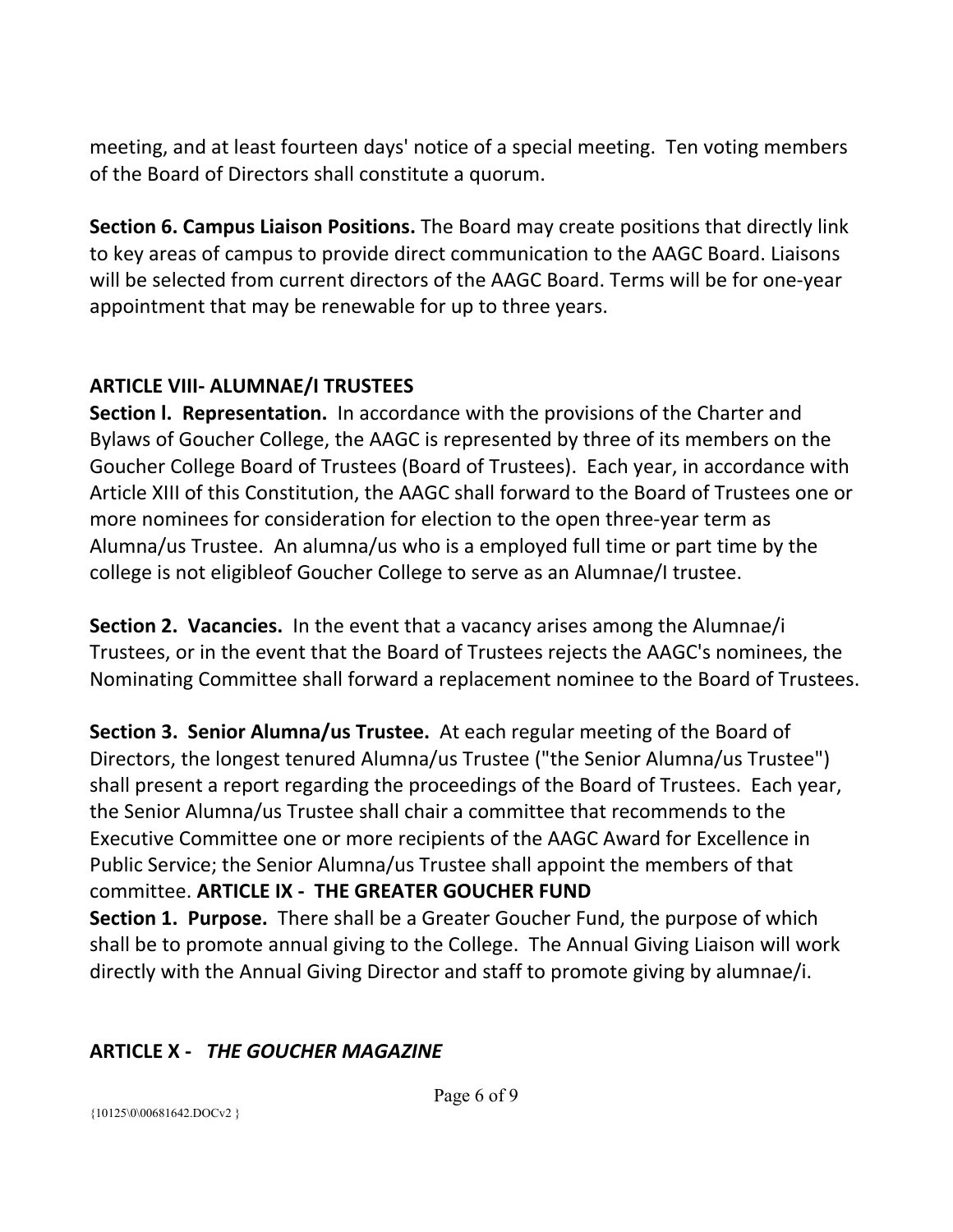meeting, and at least fourteen days' notice of a special meeting. Ten voting members of the Board of Directors shall constitute a quorum.

**Section 6. Campus Liaison Positions.** The Board may create positions that directly link to key areas of campus to provide direct communication to the AAGC Board. Liaisons will be selected from current directors of the AAGC Board. Terms will be for one-year appointment that may be renewable for up to three years.

## ARTICLE VIII- ALUMNAE/I TRUSTEES

**Section l. Representation.** In accordance with the provisions of the Charter and Bylaws of Goucher College, the AAGC is represented by three of its members on the Goucher College Board of Trustees (Board of Trustees). Each year, in accordance with Article XIII of this Constitution, the AAGC shall forward to the Board of Trustees one or more nominees for consideration for election to the open three-year term as Alumna/us Trustee. An alumna/us who is a employed full time or part time by the college is not eligibleof Goucher College to serve as an Alumnae/I trustee.

**Section 2. Vacancies.** In the event that a vacancy arises among the Alumnae/i Trustees, or in the event that the Board of Trustees rejects the AAGC's nominees, the Nominating Committee shall forward a replacement nominee to the Board of Trustees.

**Section 3. Senior Alumna/us Trustee.** At each regular meeting of the Board of Directors, the longest tenured Alumna/us Trustee ("the Senior Alumna/us Trustee") shall present a report regarding the proceedings of the Board of Trustees. Each year, the Senior Alumna/us Trustee shall chair a committee that recommends to the Executive Committee one or more recipients of the AAGC Award for Excellence in Public Service; the Senior Alumna/us Trustee shall appoint the members of that committee.

## ARTICLE IX - THE GREATER GOUCHER FUND

**Section 1. Purpose.** There shall be a Greater Goucher Fund, the purpose of which shall be to promote annual giving to the College. The Annual Giving Liaison will work directly with the Annual Giving Director and staff to promote giving by alumnae/i.

## ARTICLE X - *THE GOUCHER MAGAZINE*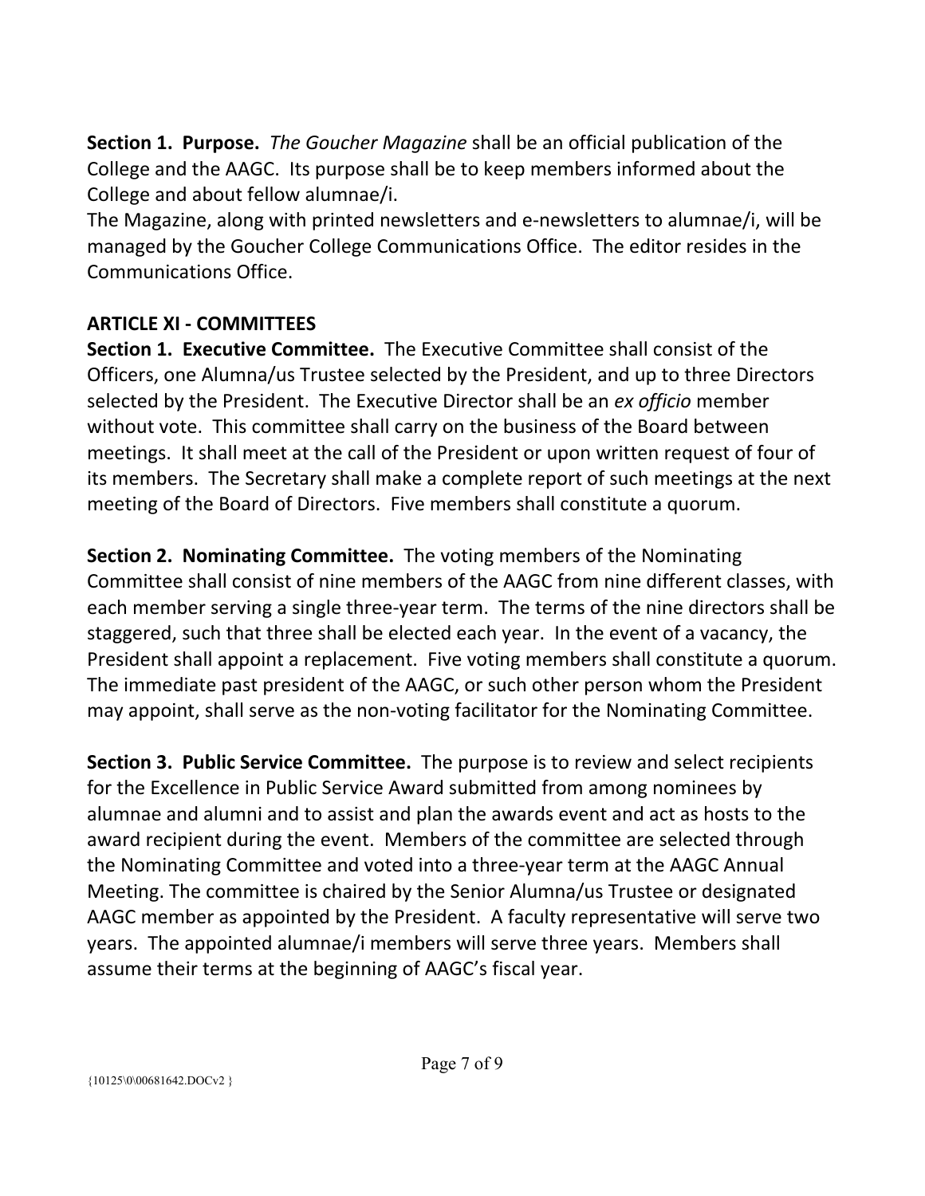**Section 1. Purpose.** *The Goucher Magazine* shall be an official publication of the College and the AAGC. Its purpose shall be to keep members informed about the College and about fellow alumnae/i.
The Magazine, along with printed newsletters and e-newsletters to alumnae/i, will be managed by the Goucher College Communications Office. The editor resides in the Communications Office.

## ARTICLE XI - COMMITTEES

**Section 1. Executive Committee.** The Executive Committee shall consist of the Officers, one Alumna/us Trustee selected by the President, and up to three Directors selected by the President. The Executive Director shall be an *ex officio* member without vote. This committee shall carry on the business of the Board between meetings. It shall meet at the call of the President or upon written request of four of its members. The Secretary shall make a complete report of such meetings at the next meeting of the Board of Directors. Five members shall constitute a quorum.

**Section 2. Nominating Committee.** The voting members of the Nominating Committee shall consist of nine members of the AAGC from nine different classes, with each member serving a single three-year term. The terms of the nine directors shall be staggered, such that three shall be elected each year. In the event of a vacancy, the President shall appoint a replacement. Five voting members shall constitute a quorum. The immediate past president of the AAGC, or such other person whom the President may appoint, shall serve as the non-voting facilitator for the Nominating Committee.

**Section 3. Public Service Committee.** The purpose is to review and select recipients for the Excellence in Public Service Award submitted from among nominees by alumnae and alumni and to assist and plan the awards event and act as hosts to the award recipient during the event. Members of the committee are selected through the Nominating Committee and voted into a three-year term at the AAGC Annual Meeting. The committee is chaired by the Senior Alumna/us Trustee or designated AAGC member as appointed by the President. A faculty representative will serve two years. The appointed alumnae/i members will serve three years. Members shall assume their terms at the beginning of AAGC's fiscal year.

{10125\0\00681642.DOCv2 }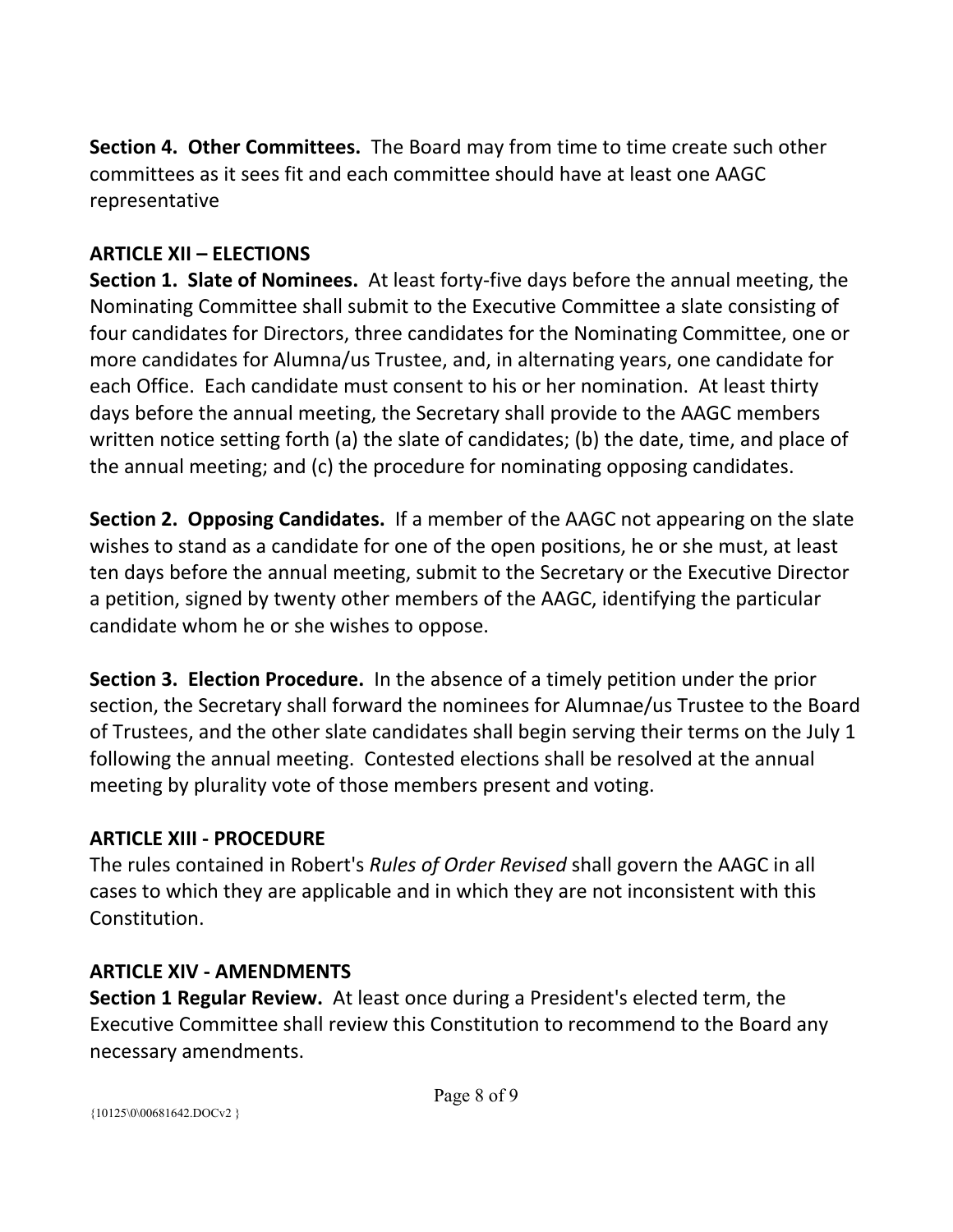**Section 4. Other Committees.** The Board may from time to time create such other committees as it sees fit and each committee should have at least one AAGC representative

## ARTICLE XII – ELECTIONS

**Section 1. Slate of Nominees.** At least forty-five days before the annual meeting, the Nominating Committee shall submit to the Executive Committee a slate consisting of four candidates for Directors, three candidates for the Nominating Committee, one or more candidates for Alumna/us Trustee, and, in alternating years, one candidate for each Office. Each candidate must consent to his or her nomination. At least thirty days before the annual meeting, the Secretary shall provide to the AAGC members written notice setting forth (a) the slate of candidates; (b) the date, time, and place of the annual meeting; and (c) the procedure for nominating opposing candidates.

**Section 2. Opposing Candidates.** If a member of the AAGC not appearing on the slate wishes to stand as a candidate for one of the open positions, he or she must, at least ten days before the annual meeting, submit to the Secretary or the Executive Director a petition, signed by twenty other members of the AAGC, identifying the particular candidate whom he or she wishes to oppose.

**Section 3. Election Procedure.** In the absence of a timely petition under the prior section, the Secretary shall forward the nominees for Alumnae/us Trustee to the Board of Trustees, and the other slate candidates shall begin serving their terms on the July 1 following the annual meeting. Contested elections shall be resolved at the annual meeting by plurality vote of those members present and voting.

## ARTICLE XIII - PROCEDURE

The rules contained in Robert's *Rules of Order Revised* shall govern the AAGC in all cases to which they are applicable and in which they are not inconsistent with this Constitution.

## ARTICLE XIV - AMENDMENTS

**Section 1 Regular Review.** At least once during a President's elected term, the Executive Committee shall review this Constitution to recommend to the Board any necessary amendments.

{10125\0\00681642.DOCv2 }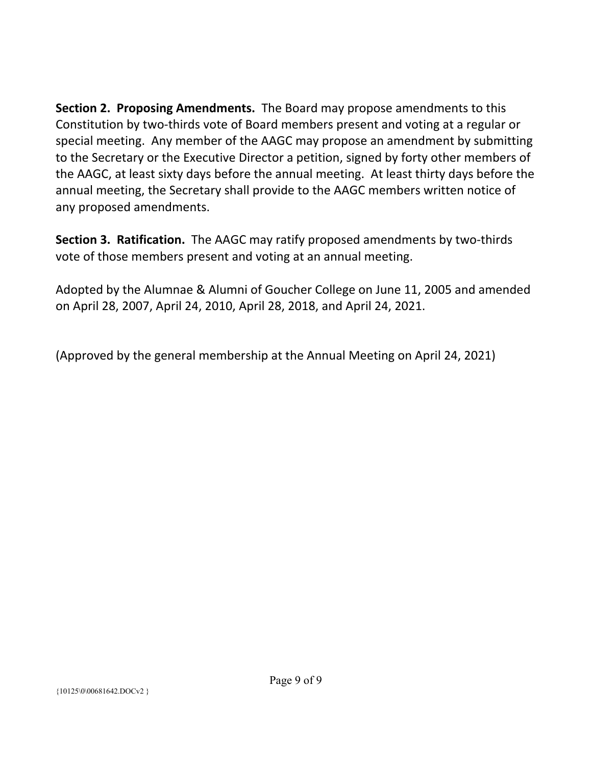**Section 2. Proposing Amendments.** The Board may propose amendments to this Constitution by two-thirds vote of Board members present and voting at a regular or special meeting. Any member of the AAGC may propose an amendment by submitting to the Secretary or the Executive Director a petition, signed by forty other members of the AAGC, at least sixty days before the annual meeting. At least thirty days before the annual meeting, the Secretary shall provide to the AAGC members written notice of any proposed amendments.

**Section 3. Ratification.** The AAGC may ratify proposed amendments by two-thirds vote of those members present and voting at an annual meeting.

Adopted by the Alumnae & Alumni of Goucher College on June 11, 2005 and amended on April 28, 2007, April 24, 2010, April 28, 2018, and April 24, 2021.

(Approved by the general membership at the Annual Meeting on April 24, 2021)

{10125\0\00681642.DOCv2 }